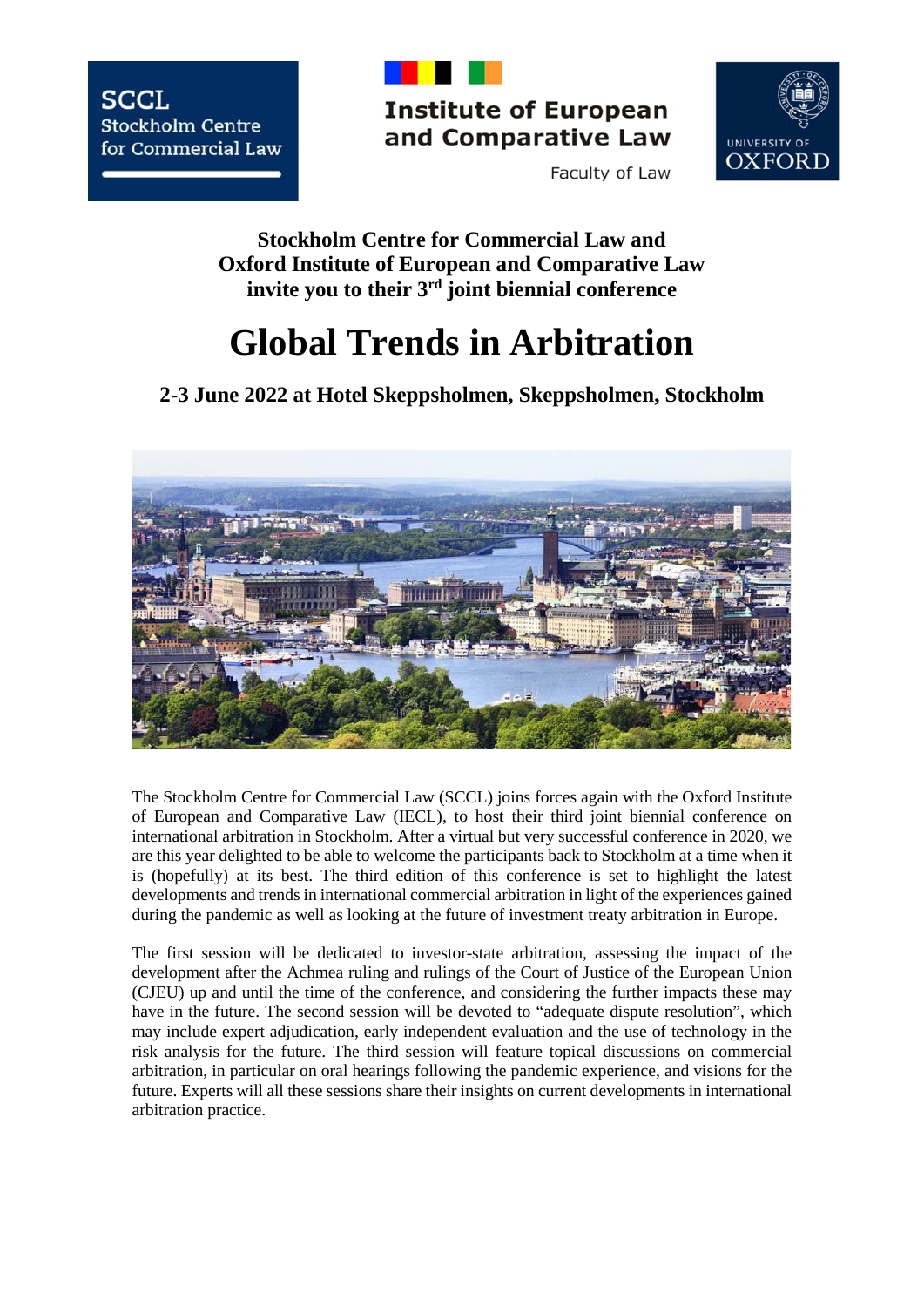SCCL
Stockholm Centre for Commercial Law

Institute of European and Comparative Law
Faculty of Law

UNIVERSITY OF OXFORD

**Stockholm Centre for Commercial Law and**
**Oxford Institute of European and Comparative Law**
**invite you to their 3rd joint biennial conference**

# Global Trends in Arbitration

## 2-3 June 2022 at Hotel Skeppsholmen, Skeppsholmen, Stockholm

The Stockholm Centre for Commercial Law (SCCL) joins forces again with the Oxford Institute of European and Comparative Law (IECL), to host their third joint biennial conference on international arbitration in Stockholm. After a virtual but very successful conference in 2020, we are this year delighted to be able to welcome the participants back to Stockholm at a time when it is (hopefully) at its best. The third edition of this conference is set to highlight the latest developments and trends in international commercial arbitration in light of the experiences gained during the pandemic as well as looking at the future of investment treaty arbitration in Europe.

The first session will be dedicated to investor-state arbitration, assessing the impact of the development after the Achmea ruling and rulings of the Court of Justice of the European Union (CJEU) up and until the time of the conference, and considering the further impacts these may have in the future. The second session will be devoted to "adequate dispute resolution", which may include expert adjudication, early independent evaluation and the use of technology in the risk analysis for the future. The third session will feature topical discussions on commercial arbitration, in particular on oral hearings following the pandemic experience, and visions for the future. Experts will all these sessions share their insights on current developments in international arbitration practice.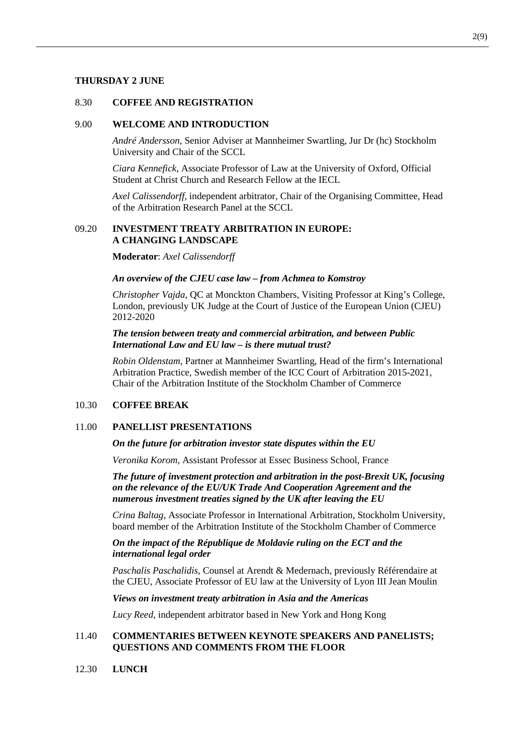**THURSDAY 2 JUNE**

8.30 **COFFEE AND REGISTRATION**

9.00 **WELCOME AND INTRODUCTION**

*André Andersson*, Senior Adviser at Mannheimer Swartling, Jur Dr (hc) Stockholm University and Chair of the SCCL

*Ciara Kennefick*, Associate Professor of Law at the University of Oxford, Official Student at Christ Church and Research Fellow at the IECL

*Axel Calissendorff*, independent arbitrator, Chair of the Organising Committee, Head of the Arbitration Research Panel at the SCCL

09.20 **INVESTMENT TREATY ARBITRATION IN EUROPE: A CHANGING LANDSCAPE**

**Moderator**: *Axel Calissendorff*

***An overview of the CJEU case law – from Achmea to Komstroy***

*Christopher Vajda*, QC at Monckton Chambers, Visiting Professor at King's College, London, previously UK Judge at the Court of Justice of the European Union (CJEU) 2012-2020

***The tension between treaty and commercial arbitration, and between Public International Law and EU law – is there mutual trust?***

*Robin Oldenstam*, Partner at Mannheimer Swartling, Head of the firm's International Arbitration Practice, Swedish member of the ICC Court of Arbitration 2015-2021, Chair of the Arbitration Institute of the Stockholm Chamber of Commerce

10.30 **COFFEE BREAK**

11.00 **PANELLIST PRESENTATIONS**

***On the future for arbitration investor state disputes within the EU***

*Veronika Korom*, Assistant Professor at Essec Business School, France

***The future of investment protection and arbitration in the post-Brexit UK, focusing on the relevance of the EU/UK Trade And Cooperation Agreement and the numerous investment treaties signed by the UK after leaving the EU***

*Crina Baltag*, Associate Professor in International Arbitration, Stockholm University, board member of the Arbitration Institute of the Stockholm Chamber of Commerce

***On the impact of the République de Moldavie ruling on the ECT and the international legal order***

*Paschalis Paschalidis*, Counsel at Arendt & Medernach, previously Référendaire at the CJEU, Associate Professor of EU law at the University of Lyon III Jean Moulin

***Views on investment treaty arbitration in Asia and the Americas***

*Lucy Reed*, independent arbitrator based in New York and Hong Kong

11.40 **COMMENTARIES BETWEEN KEYNOTE SPEAKERS AND PANELISTS; QUESTIONS AND COMMENTS FROM THE FLOOR**

12.30 **LUNCH**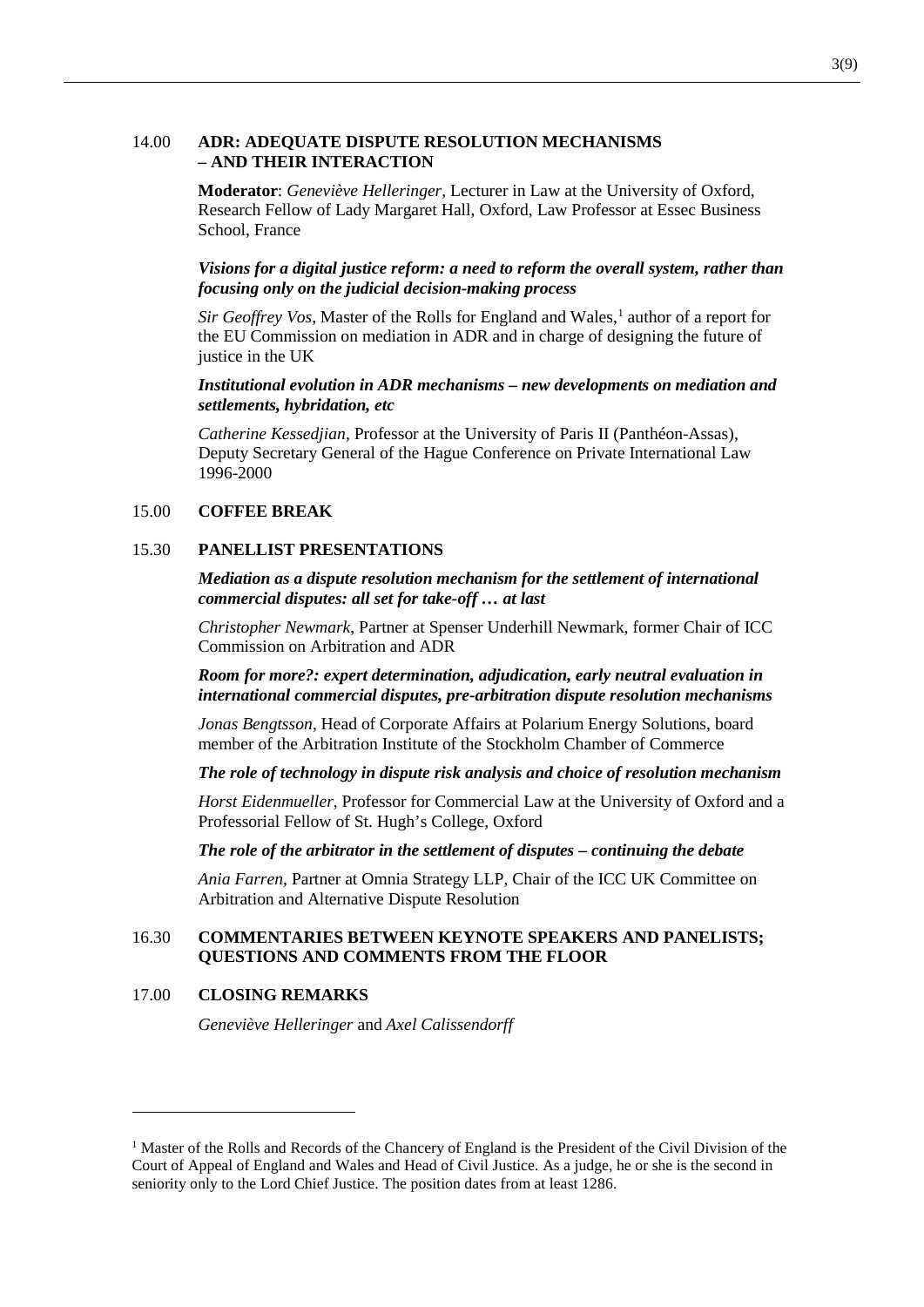14.00 **ADR: ADEQUATE DISPUTE RESOLUTION MECHANISMS – AND THEIR INTERACTION**

**Moderator**: *Geneviève Helleringer*, Lecturer in Law at the University of Oxford, Research Fellow of Lady Margaret Hall, Oxford, Law Professor at Essec Business School, France

***Visions for a digital justice reform: a need to reform the overall system, rather than focusing only on the judicial decision-making process***

*Sir Geoffrey Vos*, Master of the Rolls for England and Wales,[1] author of a report for the EU Commission on mediation in ADR and in charge of designing the future of justice in the UK

***Institutional evolution in ADR mechanisms – new developments on mediation and settlements, hybridation, etc***

*Catherine Kessedjian*, Professor at the University of Paris II (Panthéon-Assas), Deputy Secretary General of the Hague Conference on Private International Law 1996-2000

15.00 **COFFEE BREAK**

15.30 **PANELLIST PRESENTATIONS**

***Mediation as a dispute resolution mechanism for the settlement of international commercial disputes: all set for take-off … at last***

*Christopher Newmark*, Partner at Spenser Underhill Newmark, former Chair of ICC Commission on Arbitration and ADR

***Room for more?: expert determination, adjudication, early neutral evaluation in international commercial disputes, pre-arbitration dispute resolution mechanisms***

*Jonas Bengtsson*, Head of Corporate Affairs at Polarium Energy Solutions, board member of the Arbitration Institute of the Stockholm Chamber of Commerce

***The role of technology in dispute risk analysis and choice of resolution mechanism***

*Horst Eidenmueller*, Professor for Commercial Law at the University of Oxford and a Professorial Fellow of St. Hugh's College, Oxford

***The role of the arbitrator in the settlement of disputes – continuing the debate***

*Ania Farren*, Partner at Omnia Strategy LLP, Chair of the ICC UK Committee on Arbitration and Alternative Dispute Resolution

16.30 **COMMENTARIES BETWEEN KEYNOTE SPEAKERS AND PANELISTS; QUESTIONS AND COMMENTS FROM THE FLOOR**

17.00 **CLOSING REMARKS**

*Geneviève Helleringer* and *Axel Calissendorff*

---

[1] Master of the Rolls and Records of the Chancery of England is the President of the Civil Division of the Court of Appeal of England and Wales and Head of Civil Justice. As a judge, he or she is the second in seniority only to the Lord Chief Justice. The position dates from at least 1286.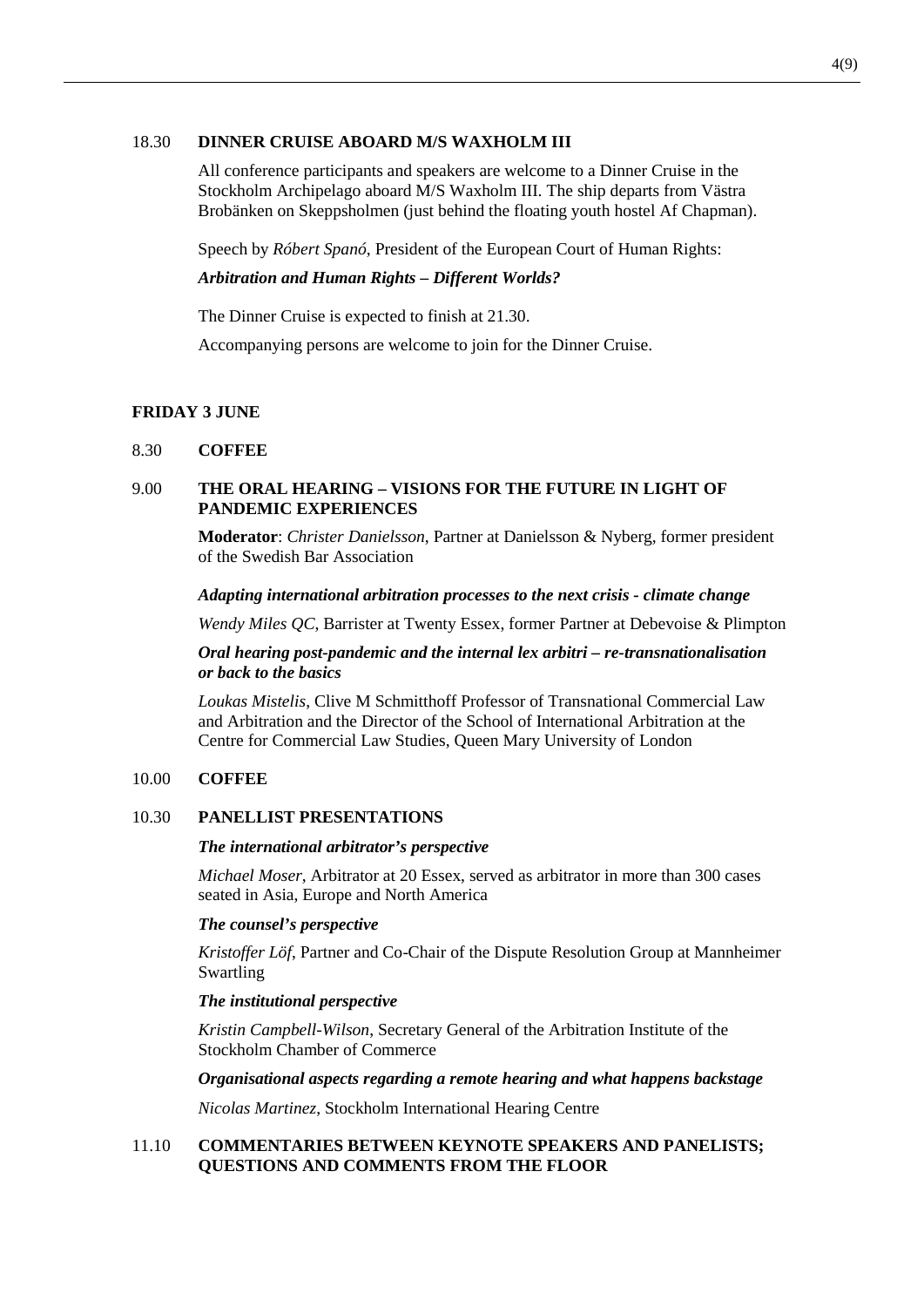18.30 **DINNER CRUISE ABOARD M/S WAXHOLM III**

All conference participants and speakers are welcome to a Dinner Cruise in the Stockholm Archipelago aboard M/S Waxholm III. The ship departs from Västra Brobänken on Skeppsholmen (just behind the floating youth hostel Af Chapman).

Speech by *Róbert Spanó*, President of the European Court of Human Rights:

***Arbitration and Human Rights – Different Worlds?***

The Dinner Cruise is expected to finish at 21.30.

Accompanying persons are welcome to join for the Dinner Cruise.

## FRIDAY 3 JUNE

8.30 **COFFEE**

9.00 **THE ORAL HEARING – VISIONS FOR THE FUTURE IN LIGHT OF PANDEMIC EXPERIENCES**

**Moderator**: *Christer Danielsson*, Partner at Danielsson & Nyberg, former president of the Swedish Bar Association

***Adapting international arbitration processes to the next crisis - climate change***

*Wendy Miles QC*, Barrister at Twenty Essex, former Partner at Debevoise & Plimpton

***Oral hearing post-pandemic and the internal lex arbitri – re-transnationalisation or back to the basics***

*Loukas Mistelis*, Clive M Schmitthoff Professor of Transnational Commercial Law and Arbitration and the Director of the School of International Arbitration at the Centre for Commercial Law Studies, Queen Mary University of London

10.00 **COFFEE**

10.30 **PANELLIST PRESENTATIONS**

***The international arbitrator's perspective***

*Michael Moser*, Arbitrator at 20 Essex, served as arbitrator in more than 300 cases seated in Asia, Europe and North America

***The counsel's perspective***

*Kristoffer Löf*, Partner and Co-Chair of the Dispute Resolution Group at Mannheimer Swartling

***The institutional perspective***

*Kristin Campbell-Wilson*, Secretary General of the Arbitration Institute of the Stockholm Chamber of Commerce

***Organisational aspects regarding a remote hearing and what happens backstage***

*Nicolas Martinez*, Stockholm International Hearing Centre

11.10 **COMMENTARIES BETWEEN KEYNOTE SPEAKERS AND PANELISTS; QUESTIONS AND COMMENTS FROM THE FLOOR**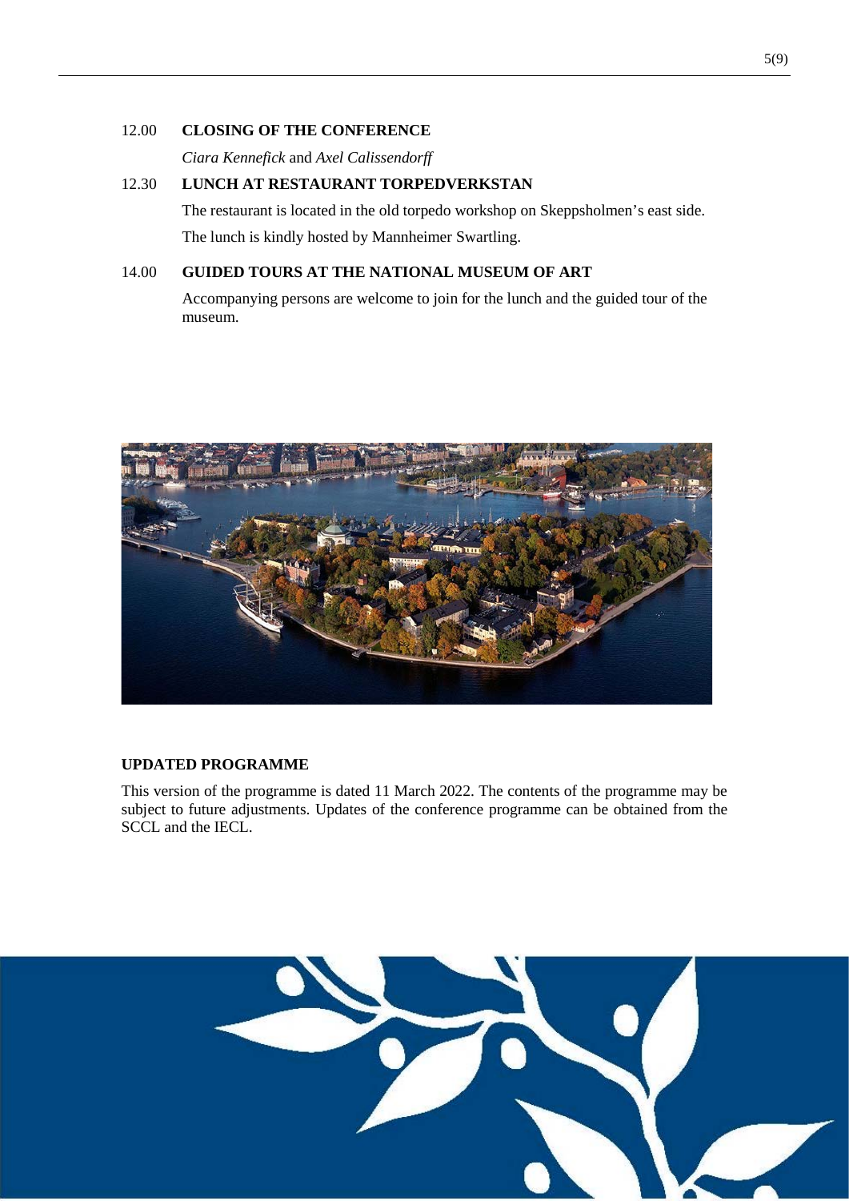12.00 **CLOSING OF THE CONFERENCE**

*Ciara Kennefick* and *Axel Calissendorff*

12.30 **LUNCH AT RESTAURANT TORPEDVERKSTAN**

The restaurant is located in the old torpedo workshop on Skeppsholmen's east side.

The lunch is kindly hosted by Mannheimer Swartling.

14.00 **GUIDED TOURS AT THE NATIONAL MUSEUM OF ART**

Accompanying persons are welcome to join for the lunch and the guided tour of the museum.

**UPDATED PROGRAMME**

This version of the programme is dated 11 March 2022. The contents of the programme may be subject to future adjustments. Updates of the conference programme can be obtained from the SCCL and the IECL.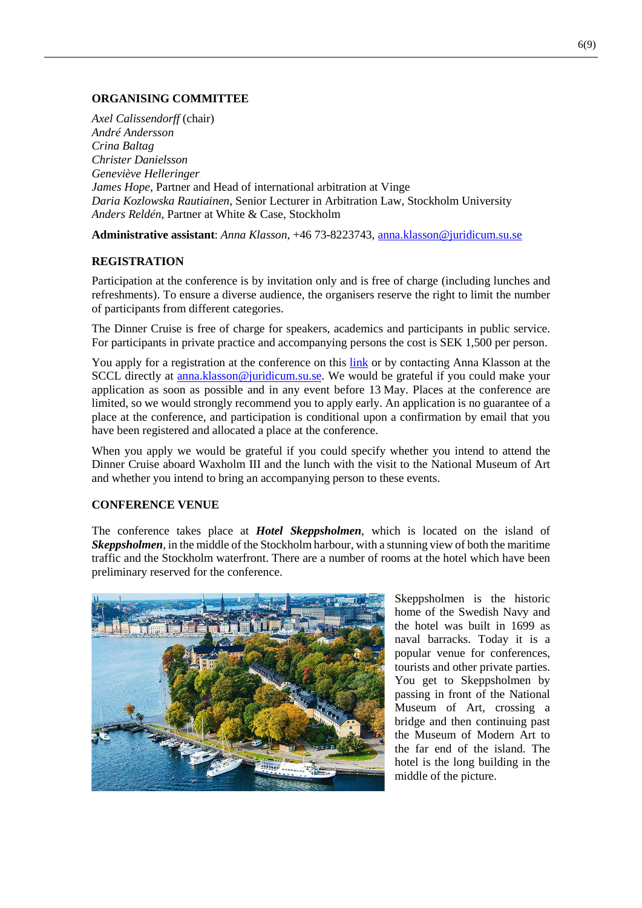## ORGANISING COMMITTEE

*Axel Calissendorff* (chair)
*André Andersson*
*Crina Baltag*
*Christer Danielsson*
*Geneviève Helleringer*
*James Hope,* Partner and Head of international arbitration at Vinge
*Daria Kozlowska Rautiainen*, Senior Lecturer in Arbitration Law, Stockholm University
*Anders Reldén,* Partner at White & Case, Stockholm

**Administrative assistant**: *Anna Klasson*, +46 73-8223743, anna.klasson@juridicum.su.se

## REGISTRATION

Participation at the conference is by invitation only and is free of charge (including lunches and refreshments). To ensure a diverse audience, the organisers reserve the right to limit the number of participants from different categories.

The Dinner Cruise is free of charge for speakers, academics and participants in public service. For participants in private practice and accompanying persons the cost is SEK 1,500 per person.

You apply for a registration at the conference on this link or by contacting Anna Klasson at the SCCL directly at anna.klasson@juridicum.su.se. We would be grateful if you could make your application as soon as possible and in any event before 13 May. Places at the conference are limited, so we would strongly recommend you to apply early. An application is no guarantee of a place at the conference, and participation is conditional upon a confirmation by email that you have been registered and allocated a place at the conference.

When you apply we would be grateful if you could specify whether you intend to attend the Dinner Cruise aboard Waxholm III and the lunch with the visit to the National Museum of Art and whether you intend to bring an accompanying person to these events.

## CONFERENCE VENUE

The conference takes place at ***Hotel Skeppsholmen***, which is located on the island of ***Skeppsholmen***, in the middle of the Stockholm harbour, with a stunning view of both the maritime traffic and the Stockholm waterfront. There are a number of rooms at the hotel which have been preliminary reserved for the conference.

Skeppsholmen is the historic home of the Swedish Navy and the hotel was built in 1699 as naval barracks. Today it is a popular venue for conferences, tourists and other private parties. You get to Skeppsholmen by passing in front of the National Museum of Art, crossing a bridge and then continuing past the Museum of Modern Art to the far end of the island. The hotel is the long building in the middle of the picture.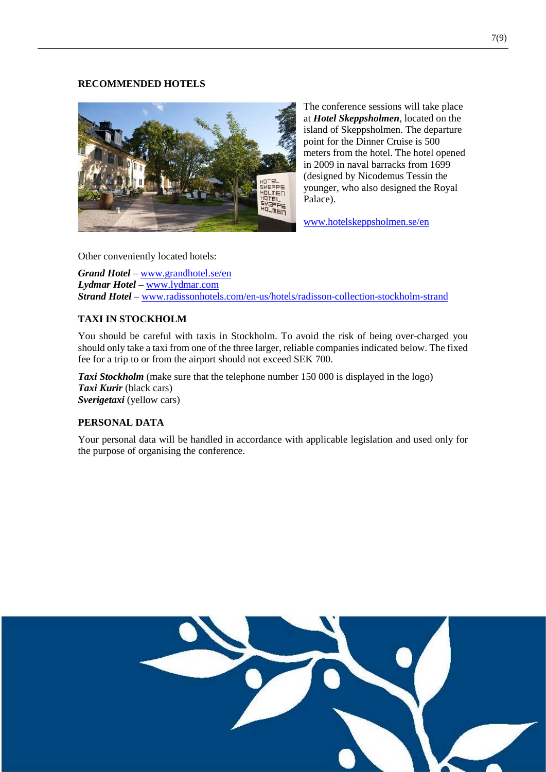## RECOMMENDED HOTELS

The conference sessions will take place at ***Hotel Skeppsholmen***, located on the island of Skeppsholmen. The departure point for the Dinner Cruise is 500 meters from the hotel. The hotel opened in 2009 in naval barracks from 1699 (designed by Nicodemus Tessin the younger, who also designed the Royal Palace).

www.hotelskeppsholmen.se/en

Other conveniently located hotels:

***Grand Hotel*** – www.grandhotel.se/en
***Lydmar Hotel*** – www.lydmar.com
***Strand Hotel*** – www.radissonhotels.com/en-us/hotels/radisson-collection-stockholm-strand

## TAXI IN STOCKHOLM

You should be careful with taxis in Stockholm. To avoid the risk of being over-charged you should only take a taxi from one of the three larger, reliable companies indicated below. The fixed fee for a trip to or from the airport should not exceed SEK 700.

***Taxi Stockholm*** (make sure that the telephone number 150 000 is displayed in the logo)
***Taxi Kurir*** (black cars)
***Sverigetaxi*** (yellow cars)

## PERSONAL DATA

Your personal data will be handled in accordance with applicable legislation and used only for the purpose of organising the conference.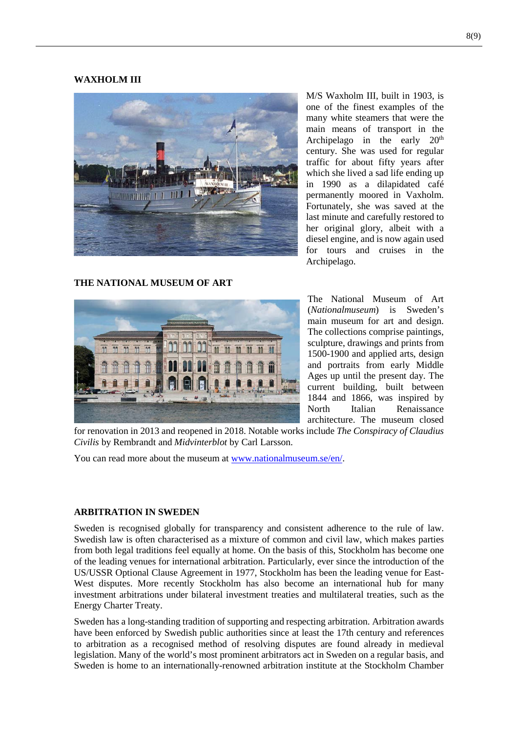**WAXHOLM III**

M/S Waxholm III, built in 1903, is one of the finest examples of the many white steamers that were the main means of transport in the Archipelago in the early 20th century. She was used for regular traffic for about fifty years after which she lived a sad life ending up in 1990 as a dilapidated café permanently moored in Vaxholm. Fortunately, she was saved at the last minute and carefully restored to her original glory, albeit with a diesel engine, and is now again used for tours and cruises in the Archipelago.

**THE NATIONAL MUSEUM OF ART**

The National Museum of Art (*Nationalmuseum*) is Sweden's main museum for art and design. The collections comprise paintings, sculpture, drawings and prints from 1500-1900 and applied arts, design and portraits from early Middle Ages up until the present day. The current building, built between 1844 and 1866, was inspired by North Italian Renaissance architecture. The museum closed for renovation in 2013 and reopened in 2018. Notable works include *The Conspiracy of Claudius Civilis* by Rembrandt and *Midvinterblot* by Carl Larsson.

You can read more about the museum at www.nationalmuseum.se/en/.

**ARBITRATION IN SWEDEN**

Sweden is recognised globally for transparency and consistent adherence to the rule of law. Swedish law is often characterised as a mixture of common and civil law, which makes parties from both legal traditions feel equally at home. On the basis of this, Stockholm has become one of the leading venues for international arbitration. Particularly, ever since the introduction of the US/USSR Optional Clause Agreement in 1977, Stockholm has been the leading venue for East-West disputes. More recently Stockholm has also become an international hub for many investment arbitrations under bilateral investment treaties and multilateral treaties, such as the Energy Charter Treaty.

Sweden has a long-standing tradition of supporting and respecting arbitration. Arbitration awards have been enforced by Swedish public authorities since at least the 17th century and references to arbitration as a recognised method of resolving disputes are found already in medieval legislation. Many of the world's most prominent arbitrators act in Sweden on a regular basis, and Sweden is home to an internationally-renowned arbitration institute at the Stockholm Chamber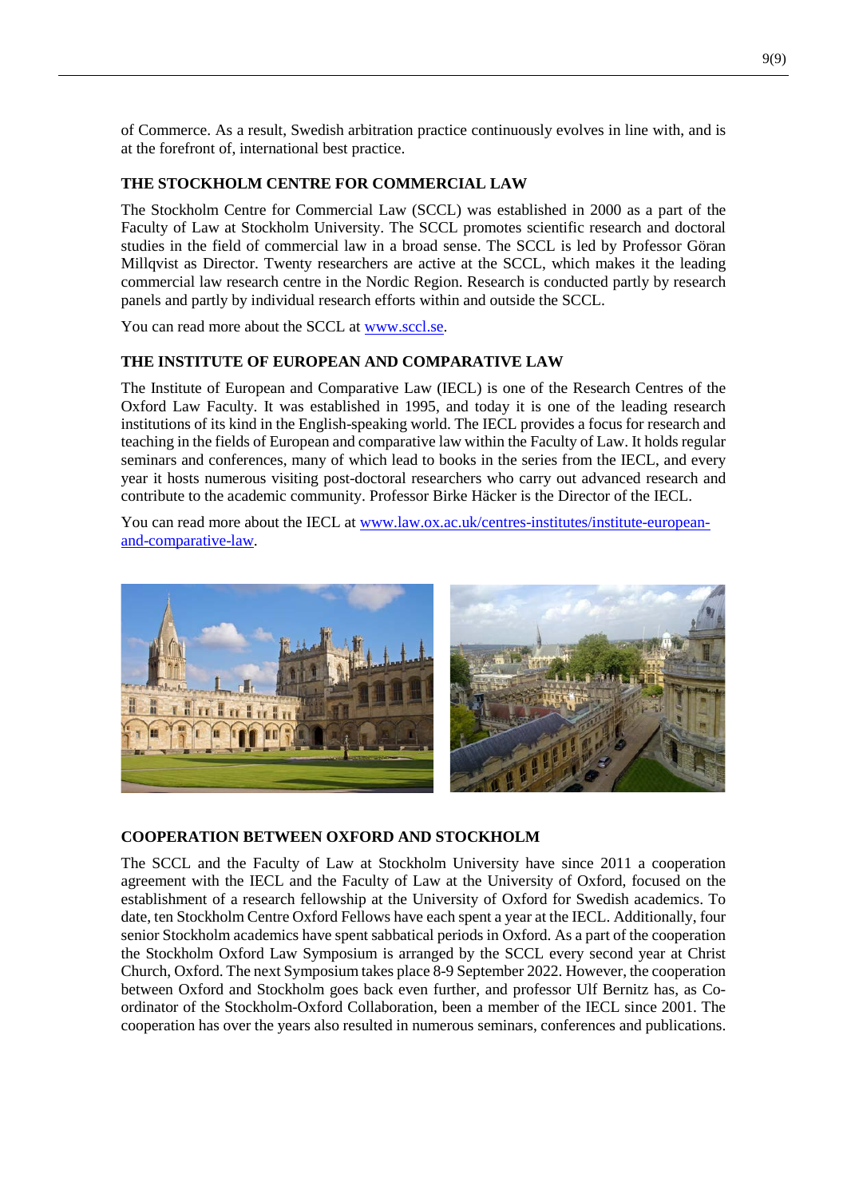of Commerce. As a result, Swedish arbitration practice continuously evolves in line with, and is at the forefront of, international best practice.

## THE STOCKHOLM CENTRE FOR COMMERCIAL LAW

The Stockholm Centre for Commercial Law (SCCL) was established in 2000 as a part of the Faculty of Law at Stockholm University. The SCCL promotes scientific research and doctoral studies in the field of commercial law in a broad sense. The SCCL is led by Professor Göran Millqvist as Director. Twenty researchers are active at the SCCL, which makes it the leading commercial law research centre in the Nordic Region. Research is conducted partly by research panels and partly by individual research efforts within and outside the SCCL.

You can read more about the SCCL at [www.sccl.se](http://www.sccl.se).

## THE INSTITUTE OF EUROPEAN AND COMPARATIVE LAW

The Institute of European and Comparative Law (IECL) is one of the Research Centres of the Oxford Law Faculty. It was established in 1995, and today it is one of the leading research institutions of its kind in the English-speaking world. The IECL provides a focus for research and teaching in the fields of European and comparative law within the Faculty of Law. It holds regular seminars and conferences, many of which lead to books in the series from the IECL, and every year it hosts numerous visiting post-doctoral researchers who carry out advanced research and contribute to the academic community. Professor Birke Häcker is the Director of the IECL.

You can read more about the IECL at [www.law.ox.ac.uk/centres-institutes/institute-european-and-comparative-law](http://www.law.ox.ac.uk/centres-institutes/institute-european-and-comparative-law).

## COOPERATION BETWEEN OXFORD AND STOCKHOLM

The SCCL and the Faculty of Law at Stockholm University have since 2011 a cooperation agreement with the IECL and the Faculty of Law at the University of Oxford, focused on the establishment of a research fellowship at the University of Oxford for Swedish academics. To date, ten Stockholm Centre Oxford Fellows have each spent a year at the IECL. Additionally, four senior Stockholm academics have spent sabbatical periods in Oxford. As a part of the cooperation the Stockholm Oxford Law Symposium is arranged by the SCCL every second year at Christ Church, Oxford. The next Symposium takes place 8-9 September 2022. However, the cooperation between Oxford and Stockholm goes back even further, and professor Ulf Bernitz has, as Co-ordinator of the Stockholm-Oxford Collaboration, been a member of the IECL since 2001. The cooperation has over the years also resulted in numerous seminars, conferences and publications.